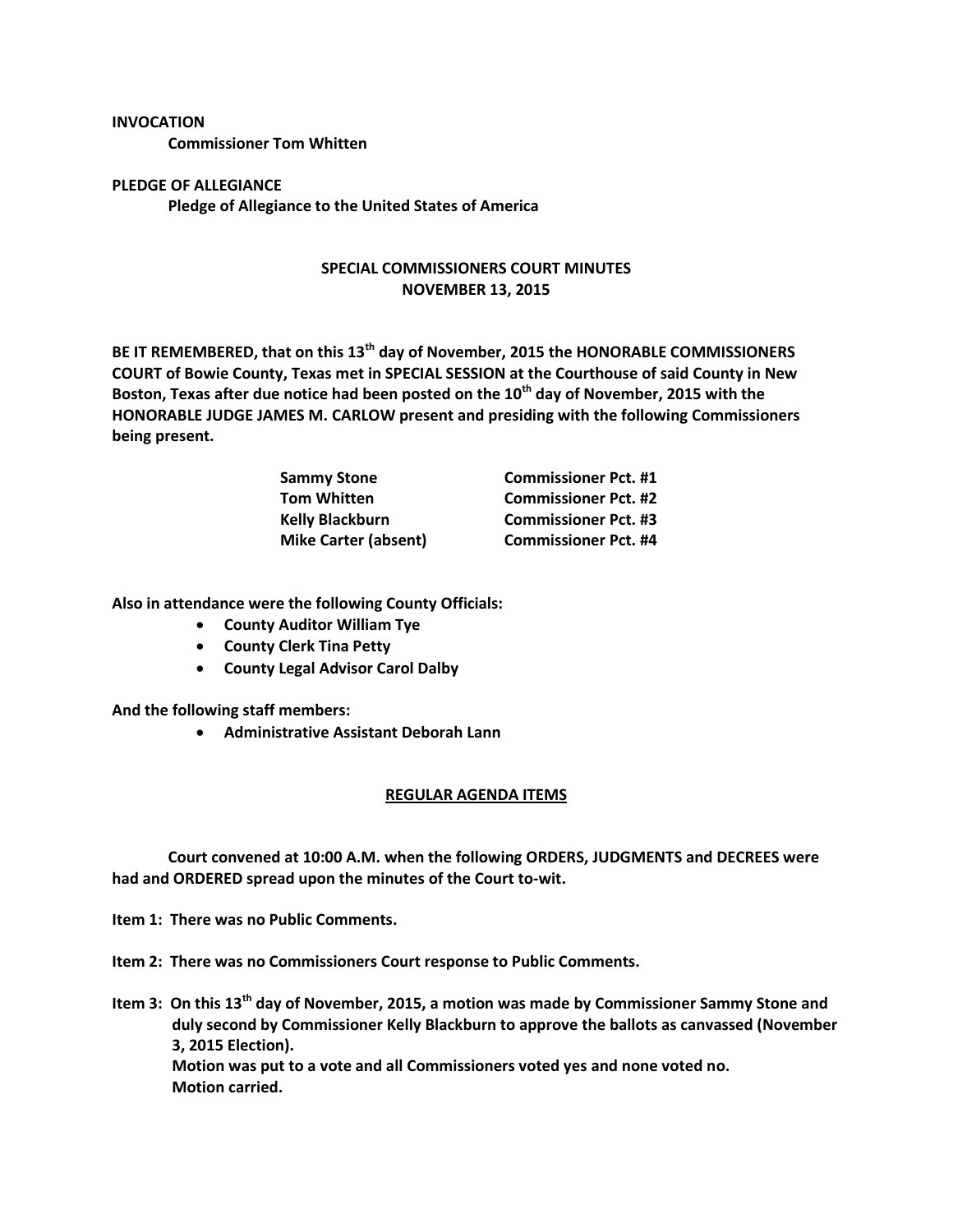**INVOCATION**

**Commissioner Tom Whitten**

**PLEDGE OF ALLEGIANCE**

**Pledge of Allegiance to the United States of America**

**SPECIAL COMMISSIONERS COURT MINUTES**
**NOVEMBER 13, 2015**

**BE IT REMEMBERED, that on this 13th day of November, 2015 the HONORABLE COMMISSIONERS COURT of Bowie County, Texas met in SPECIAL SESSION at the Courthouse of said County in New Boston, Texas after due notice had been posted on the 10th day of November, 2015 with the HONORABLE JUDGE JAMES M. CARLOW present and presiding with the following Commissioners being present.**

| | |
|---|---|
| **Sammy Stone** | **Commissioner Pct. #1** |
| **Tom Whitten** | **Commissioner Pct. #2** |
| **Kelly Blackburn** | **Commissioner Pct. #3** |
| **Mike Carter (absent)** | **Commissioner Pct. #4** |

**Also in attendance were the following County Officials:**

- **County Auditor William Tye**
- **County Clerk Tina Petty**
- **County Legal Advisor Carol Dalby**

**And the following staff members:**

- **Administrative Assistant Deborah Lann**

**REGULAR AGENDA ITEMS**

**Court convened at 10:00 A.M. when the following ORDERS, JUDGMENTS and DECREES were had and ORDERED spread upon the minutes of the Court to-wit.**

**Item 1: There was no Public Comments.**

**Item 2: There was no Commissioners Court response to Public Comments.**

**Item 3: On this 13th day of November, 2015, a motion was made by Commissioner Sammy Stone and duly second by Commissioner Kelly Blackburn to approve the ballots as canvassed (November 3, 2015 Election).**
**Motion was put to a vote and all Commissioners voted yes and none voted no.**
**Motion carried.**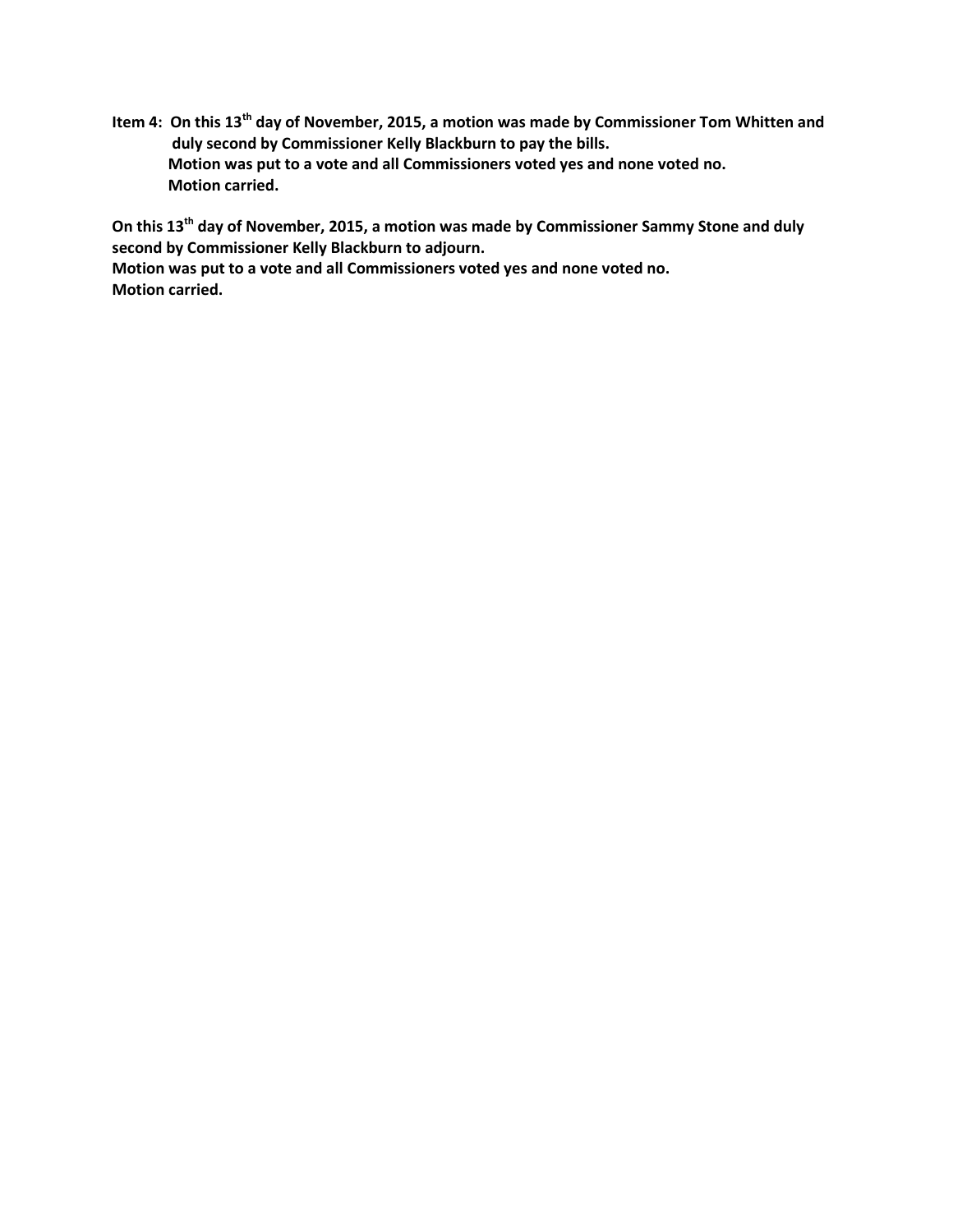**Item 4: On this 13th day of November, 2015, a motion was made by Commissioner Tom Whitten and duly second by Commissioner Kelly Blackburn to pay the bills.**
**Motion was put to a vote and all Commissioners voted yes and none voted no.**
**Motion carried.**

**On this 13th day of November, 2015, a motion was made by Commissioner Sammy Stone and duly second by Commissioner Kelly Blackburn to adjourn.**
**Motion was put to a vote and all Commissioners voted yes and none voted no.**
**Motion carried.**